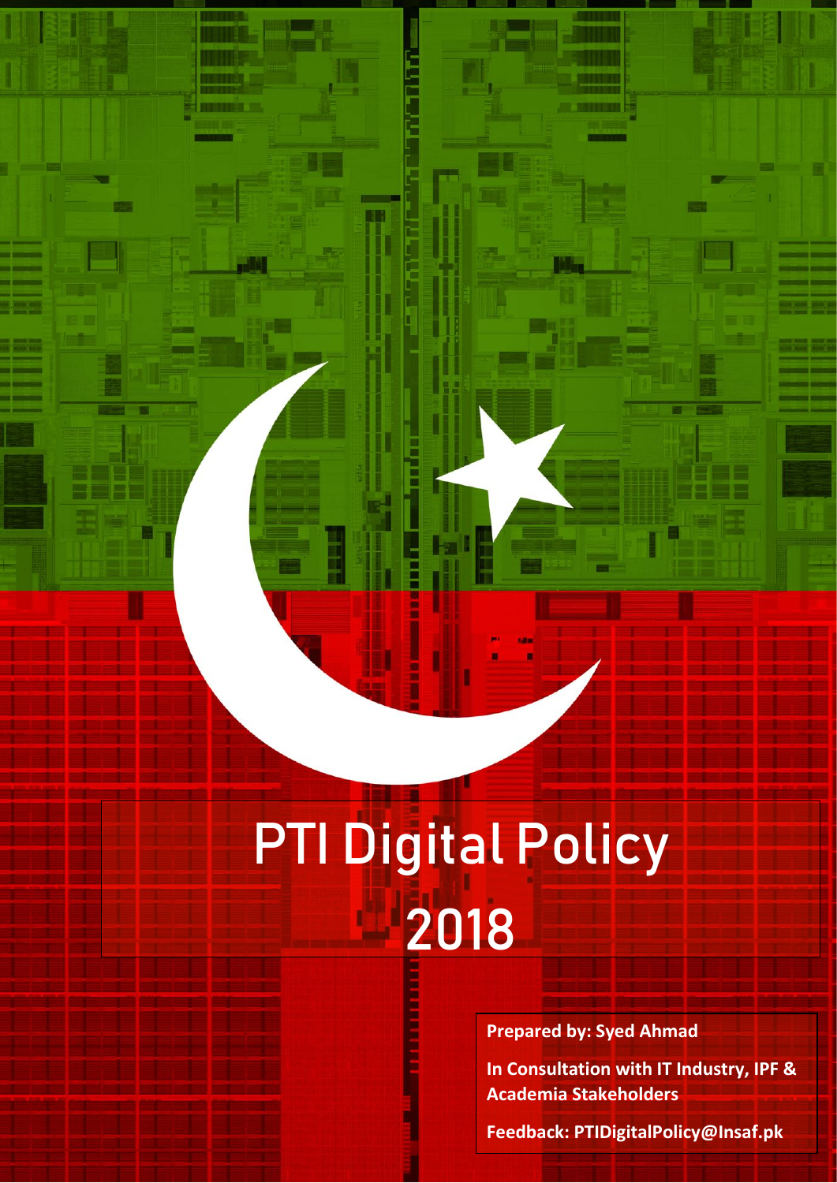# PTI Digital Policy 2018

**Prepared by: Syed Ahmad**

**In Consultation with IT Industry, IPF & Academia Stakeholders**

**Feedback: PTIDigitalPolicy@Insaf.pk**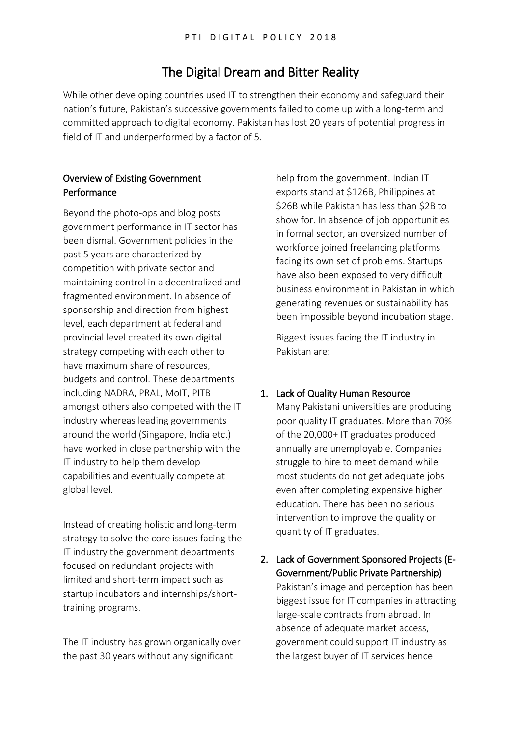# The Digital Dream and Bitter Reality

While other developing countries used IT to strengthen their economy and safeguard their nation's future, Pakistan's successive governments failed to come up with a long-term and committed approach to digital economy. Pakistan has lost 20 years of potential progress in field of IT and underperformed by a factor of 5.

## Overview of Existing Government Performance

Beyond the photo-ops and blog posts government performance in IT sector has been dismal. Government policies in the past 5 years are characterized by competition with private sector and maintaining control in a decentralized and fragmented environment. In absence of sponsorship and direction from highest level, each department at federal and provincial level created its own digital strategy competing with each other to have maximum share of resources, budgets and control. These departments including NADRA, PRAL, MoIT, PITB amongst others also competed with the IT industry whereas leading governments around the world (Singapore, India etc.) have worked in close partnership with the IT industry to help them develop capabilities and eventually compete at global level.

Instead of creating holistic and long-term strategy to solve the core issues facing the IT industry the government departments focused on redundant projects with limited and short-term impact such as startup incubators and internships/short-training programs.

The IT industry has grown organically over the past 30 years without any significant help from the government. Indian IT exports stand at $126B, Philippines at $26B while Pakistan has less than $2B to show for. In absence of job opportunities in formal sector, an oversized number of workforce joined freelancing platforms facing its own set of problems. Startups have also been exposed to very difficult business environment in Pakistan in which generating revenues or sustainability has been impossible beyond incubation stage.

Biggest issues facing the IT industry in Pakistan are:

1. **Lack of Quality Human Resource**
   Many Pakistani universities are producing poor quality IT graduates. More than 70% of the 20,000+ IT graduates produced annually are unemployable. Companies struggle to hire to meet demand while most students do not get adequate jobs even after completing expensive higher education. There has been no serious intervention to improve the quality or quantity of IT graduates.

2. **Lack of Government Sponsored Projects (E-Government/Public Private Partnership)**
   Pakistan's image and perception has been biggest issue for IT companies in attracting large-scale contracts from abroad. In absence of adequate market access, government could support IT industry as the largest buyer of IT services hence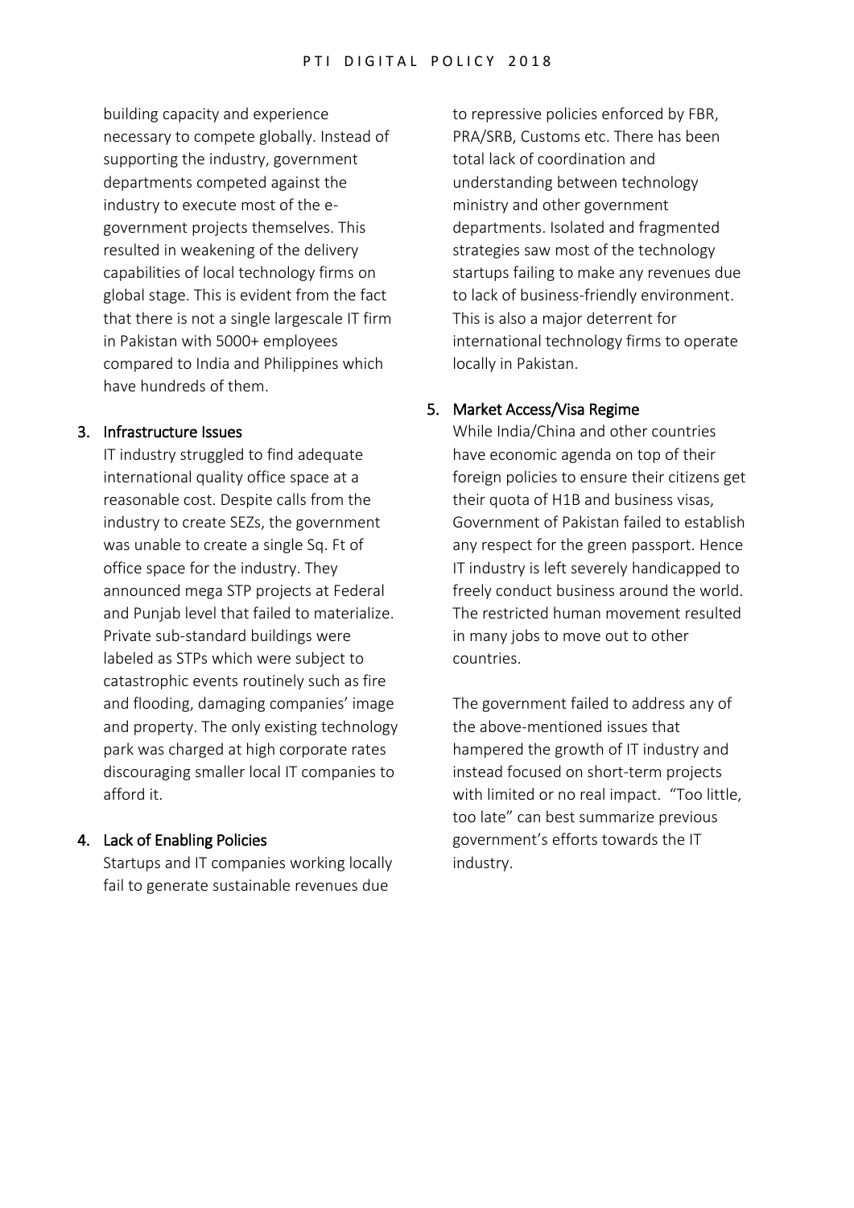building capacity and experience necessary to compete globally. Instead of supporting the industry, government departments competed against the industry to execute most of the e-government projects themselves. This resulted in weakening of the delivery capabilities of local technology firms on global stage. This is evident from the fact that there is not a single largescale IT firm in Pakistan with 5000+ employees compared to India and Philippines which have hundreds of them.

3. Infrastructure Issues

   IT industry struggled to find adequate international quality office space at a reasonable cost. Despite calls from the industry to create SEZs, the government was unable to create a single Sq. Ft of office space for the industry. They announced mega STP projects at Federal and Punjab level that failed to materialize. Private sub-standard buildings were labeled as STPs which were subject to catastrophic events routinely such as fire and flooding, damaging companies' image and property. The only existing technology park was charged at high corporate rates discouraging smaller local IT companies to afford it.

4. Lack of Enabling Policies

   Startups and IT companies working locally fail to generate sustainable revenues due to repressive policies enforced by FBR, PRA/SRB, Customs etc. There has been total lack of coordination and understanding between technology ministry and other government departments. Isolated and fragmented strategies saw most of the technology startups failing to make any revenues due to lack of business-friendly environment. This is also a major deterrent for international technology firms to operate locally in Pakistan.

5. Market Access/Visa Regime

   While India/China and other countries have economic agenda on top of their foreign policies to ensure their citizens get their quota of H1B and business visas, Government of Pakistan failed to establish any respect for the green passport. Hence IT industry is left severely handicapped to freely conduct business around the world. The restricted human movement resulted in many jobs to move out to other countries.

   The government failed to address any of the above-mentioned issues that hampered the growth of IT industry and instead focused on short-term projects with limited or no real impact. "Too little, too late" can best summarize previous government's efforts towards the IT industry.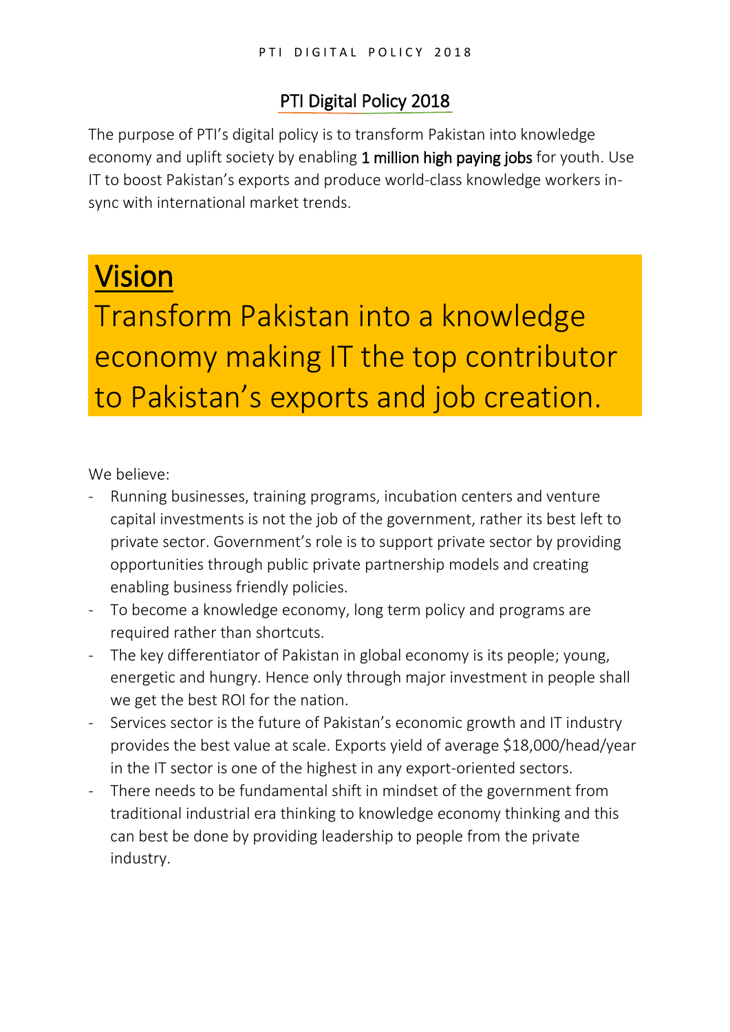# PTI Digital Policy 2018

The purpose of PTI's digital policy is to transform Pakistan into knowledge economy and uplift society by enabling **1 million high paying jobs** for youth. Use IT to boost Pakistan's exports and produce world-class knowledge workers in-sync with international market trends.

## Vision

Transform Pakistan into a knowledge economy making IT the top contributor to Pakistan's exports and job creation.

We believe:

- Running businesses, training programs, incubation centers and venture capital investments is not the job of the government, rather its best left to private sector. Government's role is to support private sector by providing opportunities through public private partnership models and creating enabling business friendly policies.
- To become a knowledge economy, long term policy and programs are required rather than shortcuts.
- The key differentiator of Pakistan in global economy is its people; young, energetic and hungry. Hence only through major investment in people shall we get the best ROI for the nation.
- Services sector is the future of Pakistan's economic growth and IT industry provides the best value at scale. Exports yield of average $18,000/head/year in the IT sector is one of the highest in any export-oriented sectors.
- There needs to be fundamental shift in mindset of the government from traditional industrial era thinking to knowledge economy thinking and this can best be done by providing leadership to people from the private industry.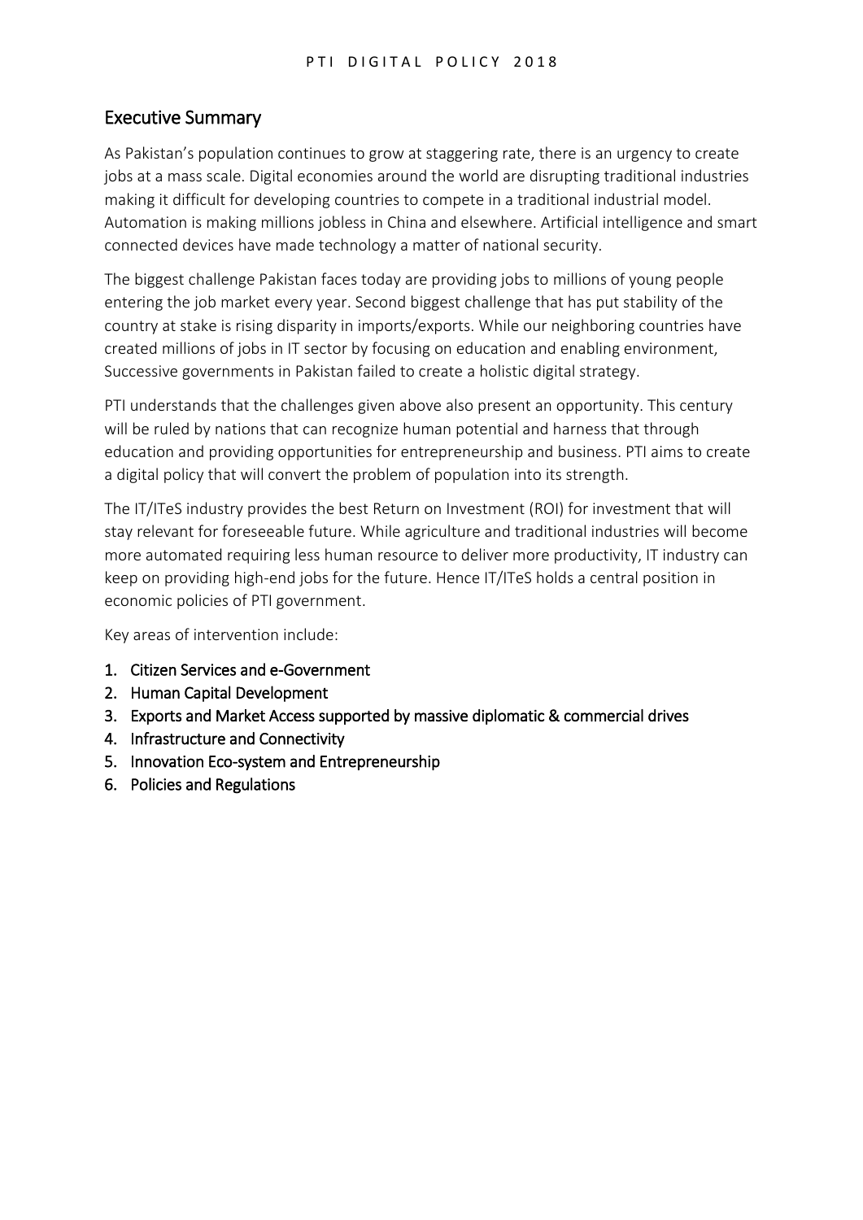## Executive Summary

As Pakistan's population continues to grow at staggering rate, there is an urgency to create jobs at a mass scale. Digital economies around the world are disrupting traditional industries making it difficult for developing countries to compete in a traditional industrial model. Automation is making millions jobless in China and elsewhere. Artificial intelligence and smart connected devices have made technology a matter of national security.

The biggest challenge Pakistan faces today are providing jobs to millions of young people entering the job market every year. Second biggest challenge that has put stability of the country at stake is rising disparity in imports/exports. While our neighboring countries have created millions of jobs in IT sector by focusing on education and enabling environment, Successive governments in Pakistan failed to create a holistic digital strategy.

PTI understands that the challenges given above also present an opportunity. This century will be ruled by nations that can recognize human potential and harness that through education and providing opportunities for entrepreneurship and business. PTI aims to create a digital policy that will convert the problem of population into its strength.

The IT/ITeS industry provides the best Return on Investment (ROI) for investment that will stay relevant for foreseeable future. While agriculture and traditional industries will become more automated requiring less human resource to deliver more productivity, IT industry can keep on providing high-end jobs for the future. Hence IT/ITeS holds a central position in economic policies of PTI government.

Key areas of intervention include:

1. Citizen Services and e-Government
2. Human Capital Development
3. Exports and Market Access supported by massive diplomatic & commercial drives
4. Infrastructure and Connectivity
5. Innovation Eco-system and Entrepreneurship
6. Policies and Regulations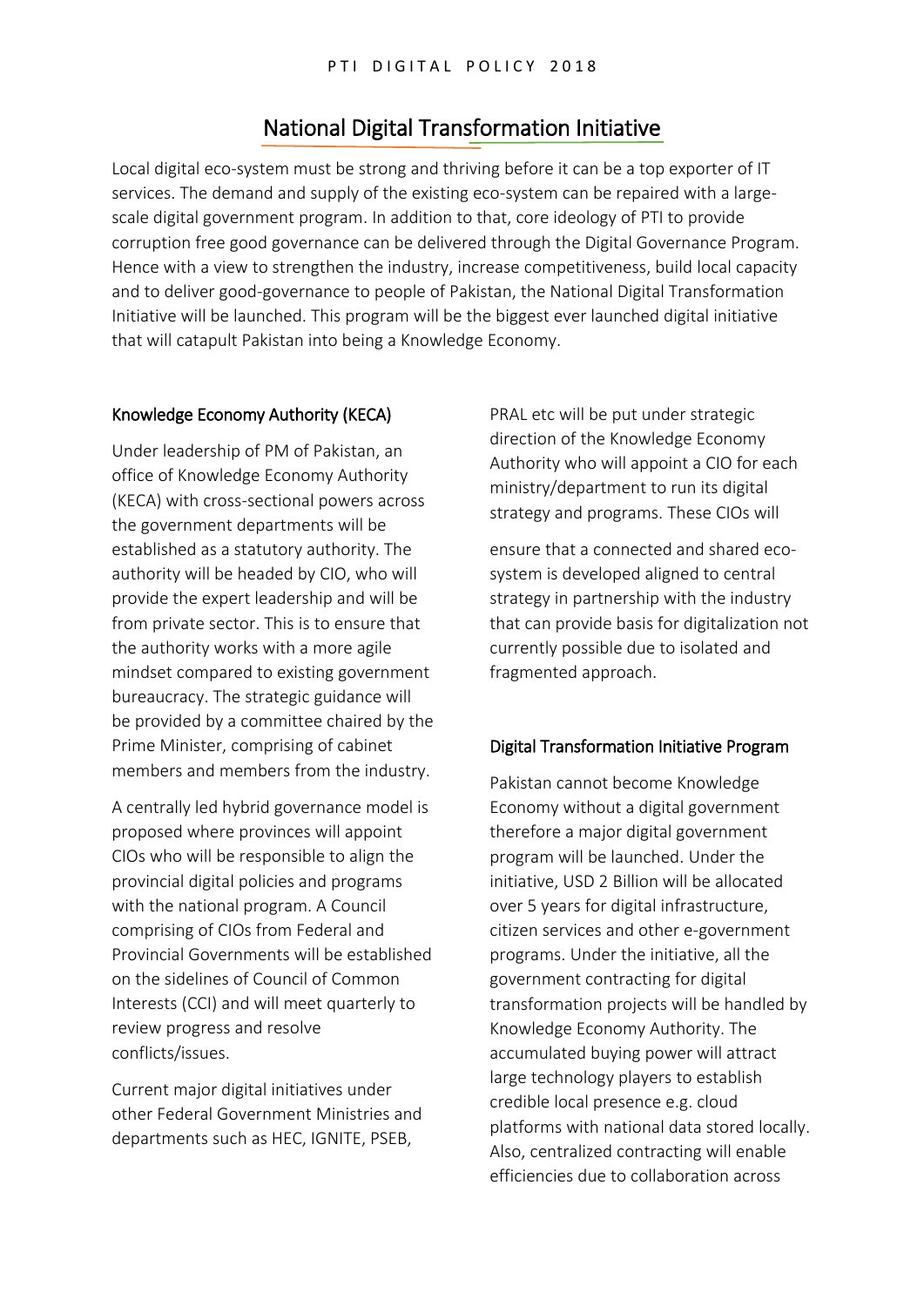# National Digital Transformation Initiative

Local digital eco-system must be strong and thriving before it can be a top exporter of IT services. The demand and supply of the existing eco-system can be repaired with a large-scale digital government program. In addition to that, core ideology of PTI to provide corruption free good governance can be delivered through the Digital Governance Program. Hence with a view to strengthen the industry, increase competitiveness, build local capacity and to deliver good-governance to people of Pakistan, the National Digital Transformation Initiative will be launched. This program will be the biggest ever launched digital initiative that will catapult Pakistan into being a Knowledge Economy.

## Knowledge Economy Authority (KECA)

Under leadership of PM of Pakistan, an office of Knowledge Economy Authority (KECA) with cross-sectional powers across the government departments will be established as a statutory authority. The authority will be headed by CIO, who will provide the expert leadership and will be from private sector. This is to ensure that the authority works with a more agile mindset compared to existing government bureaucracy. The strategic guidance will be provided by a committee chaired by the Prime Minister, comprising of cabinet members and members from the industry.

A centrally led hybrid governance model is proposed where provinces will appoint CIOs who will be responsible to align the provincial digital policies and programs with the national program. A Council comprising of CIOs from Federal and Provincial Governments will be established on the sidelines of Council of Common Interests (CCI) and will meet quarterly to review progress and resolve conflicts/issues.

Current major digital initiatives under other Federal Government Ministries and departments such as HEC, IGNITE, PSEB, PRAL etc will be put under strategic direction of the Knowledge Economy Authority who will appoint a CIO for each ministry/department to run its digital strategy and programs. These CIOs will ensure that a connected and shared eco-system is developed aligned to central strategy in partnership with the industry that can provide basis for digitalization not currently possible due to isolated and fragmented approach.

## Digital Transformation Initiative Program

Pakistan cannot become Knowledge Economy without a digital government therefore a major digital government program will be launched. Under the initiative, USD 2 Billion will be allocated over 5 years for digital infrastructure, citizen services and other e-government programs. Under the initiative, all the government contracting for digital transformation projects will be handled by Knowledge Economy Authority. The accumulated buying power will attract large technology players to establish credible local presence e.g. cloud platforms with national data stored locally. Also, centralized contracting will enable efficiencies due to collaboration across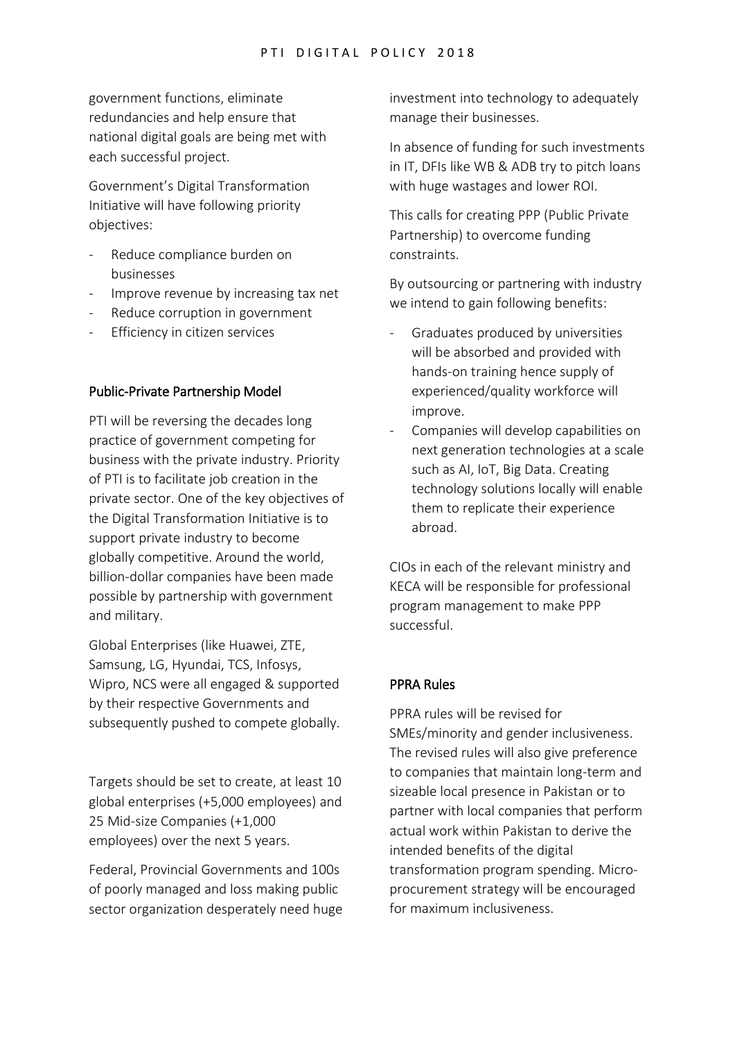government functions, eliminate redundancies and help ensure that national digital goals are being met with each successful project.

Government's Digital Transformation Initiative will have following priority objectives:

- Reduce compliance burden on businesses
- Improve revenue by increasing tax net
- Reduce corruption in government
- Efficiency in citizen services

## Public-Private Partnership Model

PTI will be reversing the decades long practice of government competing for business with the private industry. Priority of PTI is to facilitate job creation in the private sector. One of the key objectives of the Digital Transformation Initiative is to support private industry to become globally competitive. Around the world, billion-dollar companies have been made possible by partnership with government and military.

Global Enterprises (like Huawei, ZTE, Samsung, LG, Hyundai, TCS, Infosys, Wipro, NCS were all engaged & supported by their respective Governments and subsequently pushed to compete globally.

Targets should be set to create, at least 10 global enterprises (+5,000 employees) and 25 Mid-size Companies (+1,000 employees) over the next 5 years.

Federal, Provincial Governments and 100s of poorly managed and loss making public sector organization desperately need huge investment into technology to adequately manage their businesses.

In absence of funding for such investments in IT, DFIs like WB & ADB try to pitch loans with huge wastages and lower ROI.

This calls for creating PPP (Public Private Partnership) to overcome funding constraints.

By outsourcing or partnering with industry we intend to gain following benefits:

- Graduates produced by universities will be absorbed and provided with hands-on training hence supply of experienced/quality workforce will improve.
- Companies will develop capabilities on next generation technologies at a scale such as AI, IoT, Big Data. Creating technology solutions locally will enable them to replicate their experience abroad.

CIOs in each of the relevant ministry and KECA will be responsible for professional program management to make PPP successful.

## PPRA Rules

PPRA rules will be revised for SMEs/minority and gender inclusiveness. The revised rules will also give preference to companies that maintain long-term and sizeable local presence in Pakistan or to partner with local companies that perform actual work within Pakistan to derive the intended benefits of the digital transformation program spending. Micro-procurement strategy will be encouraged for maximum inclusiveness.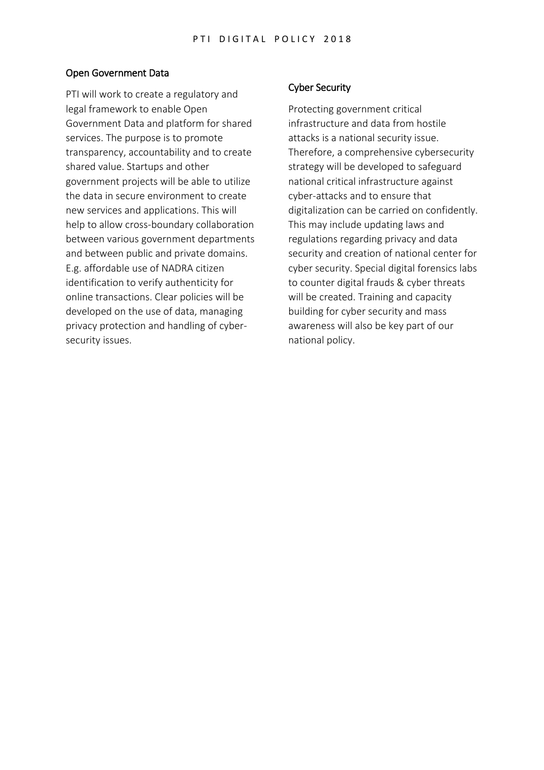## Open Government Data

PTI will work to create a regulatory and legal framework to enable Open Government Data and platform for shared services. The purpose is to promote transparency, accountability and to create shared value. Startups and other government projects will be able to utilize the data in secure environment to create new services and applications. This will help to allow cross-boundary collaboration between various government departments and between public and private domains. E.g. affordable use of NADRA citizen identification to verify authenticity for online transactions. Clear policies will be developed on the use of data, managing privacy protection and handling of cyber-security issues.

## Cyber Security

Protecting government critical infrastructure and data from hostile attacks is a national security issue. Therefore, a comprehensive cybersecurity strategy will be developed to safeguard national critical infrastructure against cyber-attacks and to ensure that digitalization can be carried on confidently. This may include updating laws and regulations regarding privacy and data security and creation of national center for cyber security. Special digital forensics labs to counter digital frauds & cyber threats will be created. Training and capacity building for cyber security and mass awareness will also be key part of our national policy.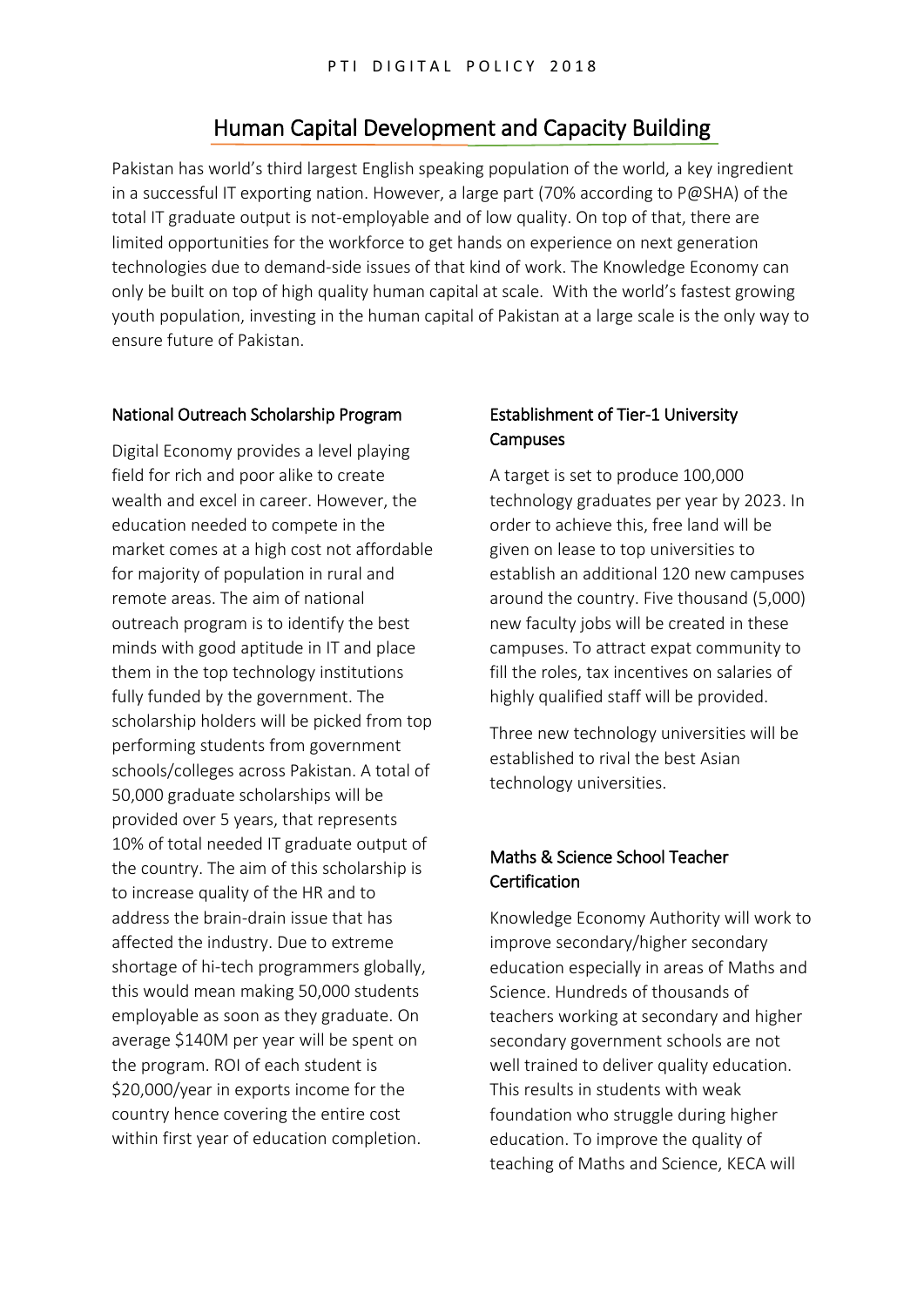## Human Capital Development and Capacity Building

Pakistan has world's third largest English speaking population of the world, a key ingredient in a successful IT exporting nation. However, a large part (70% according to P@SHA) of the total IT graduate output is not-employable and of low quality. On top of that, there are limited opportunities for the workforce to get hands on experience on next generation technologies due to demand-side issues of that kind of work. The Knowledge Economy can only be built on top of high quality human capital at scale. With the world's fastest growing youth population, investing in the human capital of Pakistan at a large scale is the only way to ensure future of Pakistan.

### National Outreach Scholarship Program

Digital Economy provides a level playing field for rich and poor alike to create wealth and excel in career. However, the education needed to compete in the market comes at a high cost not affordable for majority of population in rural and remote areas. The aim of national outreach program is to identify the best minds with good aptitude in IT and place them in the top technology institutions fully funded by the government. The scholarship holders will be picked from top performing students from government schools/colleges across Pakistan. A total of 50,000 graduate scholarships will be provided over 5 years, that represents 10% of total needed IT graduate output of the country. The aim of this scholarship is to increase quality of the HR and to address the brain-drain issue that has affected the industry. Due to extreme shortage of hi-tech programmers globally, this would mean making 50,000 students employable as soon as they graduate. On average $140M per year will be spent on the program. ROI of each student is $20,000/year in exports income for the country hence covering the entire cost within first year of education completion.

### Establishment of Tier-1 University Campuses

A target is set to produce 100,000 technology graduates per year by 2023. In order to achieve this, free land will be given on lease to top universities to establish an additional 120 new campuses around the country. Five thousand (5,000) new faculty jobs will be created in these campuses. To attract expat community to fill the roles, tax incentives on salaries of highly qualified staff will be provided.

Three new technology universities will be established to rival the best Asian technology universities.

### Maths & Science School Teacher Certification

Knowledge Economy Authority will work to improve secondary/higher secondary education especially in areas of Maths and Science. Hundreds of thousands of teachers working at secondary and higher secondary government schools are not well trained to deliver quality education. This results in students with weak foundation who struggle during higher education. To improve the quality of teaching of Maths and Science, KECA will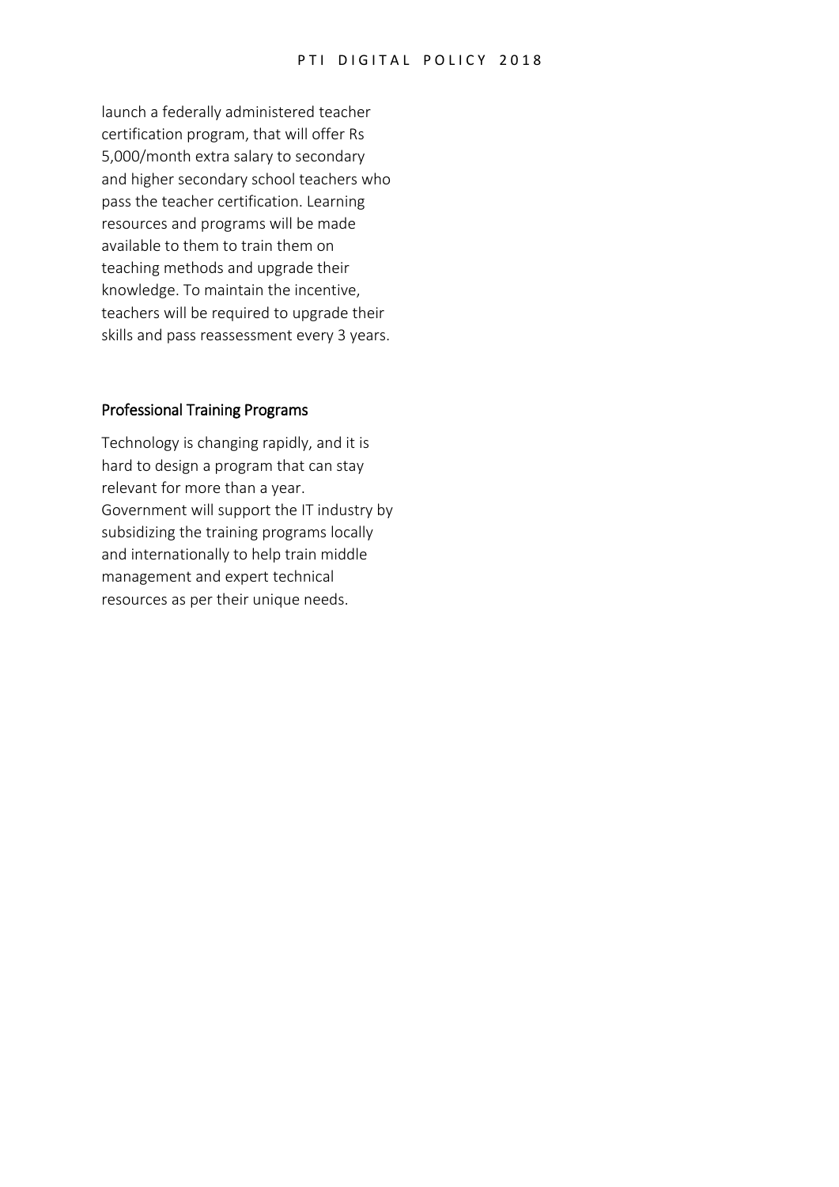launch a federally administered teacher certification program, that will offer Rs 5,000/month extra salary to secondary and higher secondary school teachers who pass the teacher certification. Learning resources and programs will be made available to them to train them on teaching methods and upgrade their knowledge. To maintain the incentive, teachers will be required to upgrade their skills and pass reassessment every 3 years.

### Professional Training Programs

Technology is changing rapidly, and it is hard to design a program that can stay relevant for more than a year. Government will support the IT industry by subsidizing the training programs locally and internationally to help train middle management and expert technical resources as per their unique needs.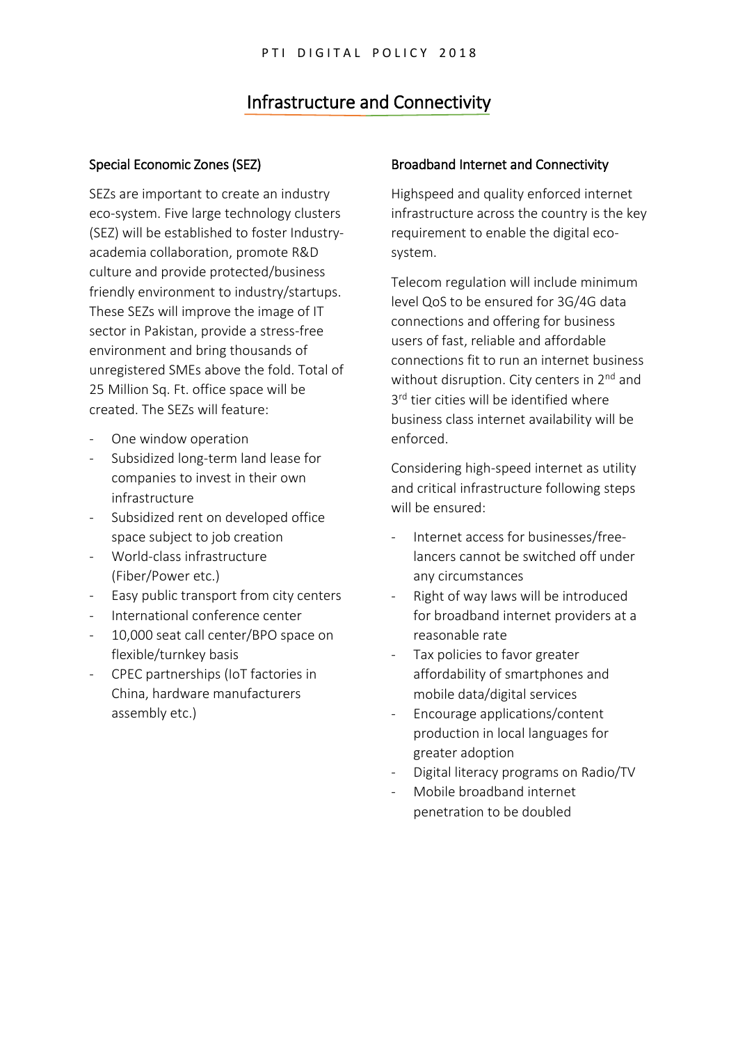# Infrastructure and Connectivity

## Special Economic Zones (SEZ)

SEZs are important to create an industry eco-system. Five large technology clusters (SEZ) will be established to foster Industry-academia collaboration, promote R&D culture and provide protected/business friendly environment to industry/startups. These SEZs will improve the image of IT sector in Pakistan, provide a stress-free environment and bring thousands of unregistered SMEs above the fold. Total of 25 Million Sq. Ft. office space will be created. The SEZs will feature:

- One window operation
- Subsidized long-term land lease for companies to invest in their own infrastructure
- Subsidized rent on developed office space subject to job creation
- World-class infrastructure (Fiber/Power etc.)
- Easy public transport from city centers
- International conference center
- 10,000 seat call center/BPO space on flexible/turnkey basis
- CPEC partnerships (IoT factories in China, hardware manufacturers assembly etc.)

## Broadband Internet and Connectivity

Highspeed and quality enforced internet infrastructure across the country is the key requirement to enable the digital eco-system.

Telecom regulation will include minimum level QoS to be ensured for 3G/4G data connections and offering for business users of fast, reliable and affordable connections fit to run an internet business without disruption. City centers in 2nd and 3rd tier cities will be identified where business class internet availability will be enforced.

Considering high-speed internet as utility and critical infrastructure following steps will be ensured:

- Internet access for businesses/free-lancers cannot be switched off under any circumstances
- Right of way laws will be introduced for broadband internet providers at a reasonable rate
- Tax policies to favor greater affordability of smartphones and mobile data/digital services
- Encourage applications/content production in local languages for greater adoption
- Digital literacy programs on Radio/TV
- Mobile broadband internet penetration to be doubled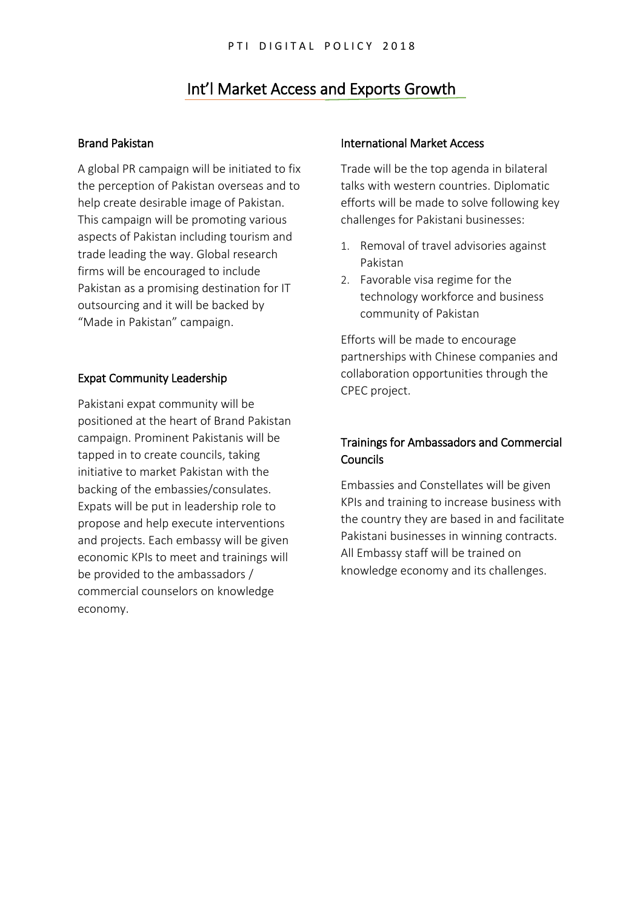# Int’l Market Access and Exports Growth

## Brand Pakistan

A global PR campaign will be initiated to fix the perception of Pakistan overseas and to help create desirable image of Pakistan. This campaign will be promoting various aspects of Pakistan including tourism and trade leading the way. Global research firms will be encouraged to include Pakistan as a promising destination for IT outsourcing and it will be backed by “Made in Pakistan” campaign.

## Expat Community Leadership

Pakistani expat community will be positioned at the heart of Brand Pakistan campaign. Prominent Pakistanis will be tapped in to create councils, taking initiative to market Pakistan with the backing of the embassies/consulates. Expats will be put in leadership role to propose and help execute interventions and projects. Each embassy will be given economic KPIs to meet and trainings will be provided to the ambassadors / commercial counselors on knowledge economy.

## International Market Access

Trade will be the top agenda in bilateral talks with western countries. Diplomatic efforts will be made to solve following key challenges for Pakistani businesses:

1. Removal of travel advisories against Pakistan
2. Favorable visa regime for the technology workforce and business community of Pakistan

Efforts will be made to encourage partnerships with Chinese companies and collaboration opportunities through the CPEC project.

## Trainings for Ambassadors and Commercial Councils

Embassies and Constellates will be given KPIs and training to increase business with the country they are based in and facilitate Pakistani businesses in winning contracts. All Embassy staff will be trained on knowledge economy and its challenges.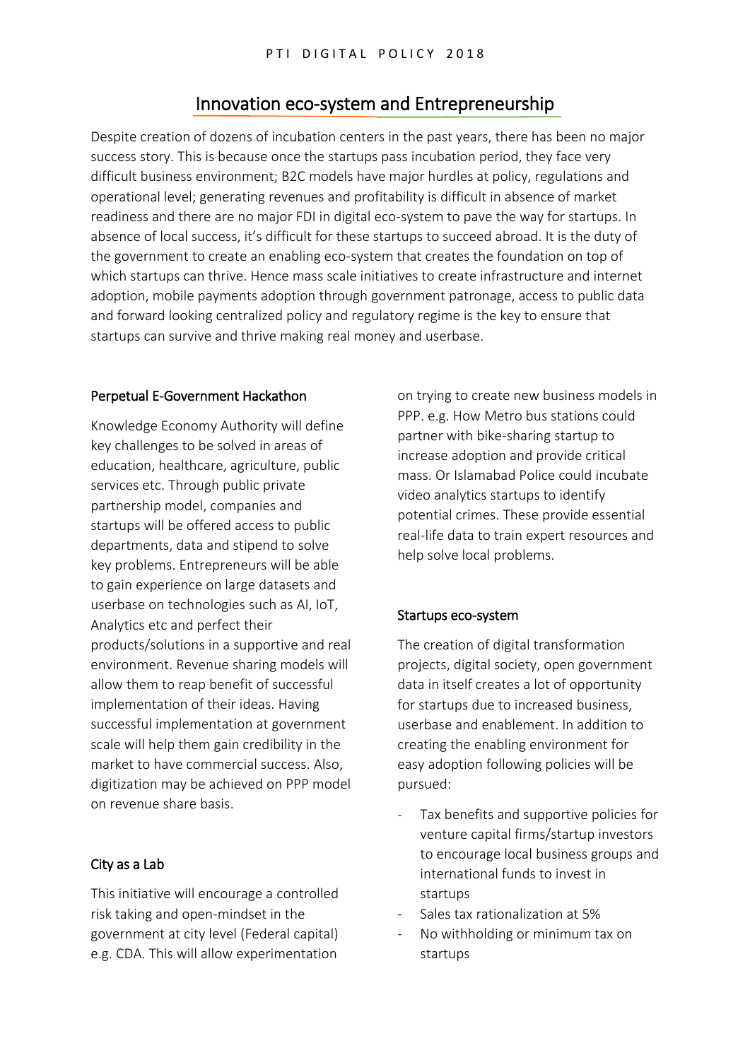# Innovation eco-system and Entrepreneurship

Despite creation of dozens of incubation centers in the past years, there has been no major success story. This is because once the startups pass incubation period, they face very difficult business environment; B2C models have major hurdles at policy, regulations and operational level; generating revenues and profitability is difficult in absence of market readiness and there are no major FDI in digital eco-system to pave the way for startups. In absence of local success, it's difficult for these startups to succeed abroad. It is the duty of the government to create an enabling eco-system that creates the foundation on top of which startups can thrive. Hence mass scale initiatives to create infrastructure and internet adoption, mobile payments adoption through government patronage, access to public data and forward looking centralized policy and regulatory regime is the key to ensure that startups can survive and thrive making real money and userbase.

## Perpetual E-Government Hackathon

Knowledge Economy Authority will define key challenges to be solved in areas of education, healthcare, agriculture, public services etc. Through public private partnership model, companies and startups will be offered access to public departments, data and stipend to solve key problems. Entrepreneurs will be able to gain experience on large datasets and userbase on technologies such as AI, IoT, Analytics etc and perfect their products/solutions in a supportive and real environment. Revenue sharing models will allow them to reap benefit of successful implementation of their ideas. Having successful implementation at government scale will help them gain credibility in the market to have commercial success. Also, digitization may be achieved on PPP model on revenue share basis.

## City as a Lab

This initiative will encourage a controlled risk taking and open-mindset in the government at city level (Federal capital) e.g. CDA. This will allow experimentation on trying to create new business models in PPP. e.g. How Metro bus stations could partner with bike-sharing startup to increase adoption and provide critical mass. Or Islamabad Police could incubate video analytics startups to identify potential crimes. These provide essential real-life data to train expert resources and help solve local problems.

## Startups eco-system

The creation of digital transformation projects, digital society, open government data in itself creates a lot of opportunity for startups due to increased business, userbase and enablement. In addition to creating the enabling environment for easy adoption following policies will be pursued:

- Tax benefits and supportive policies for venture capital firms/startup investors to encourage local business groups and international funds to invest in startups
- Sales tax rationalization at 5%
- No withholding or minimum tax on startups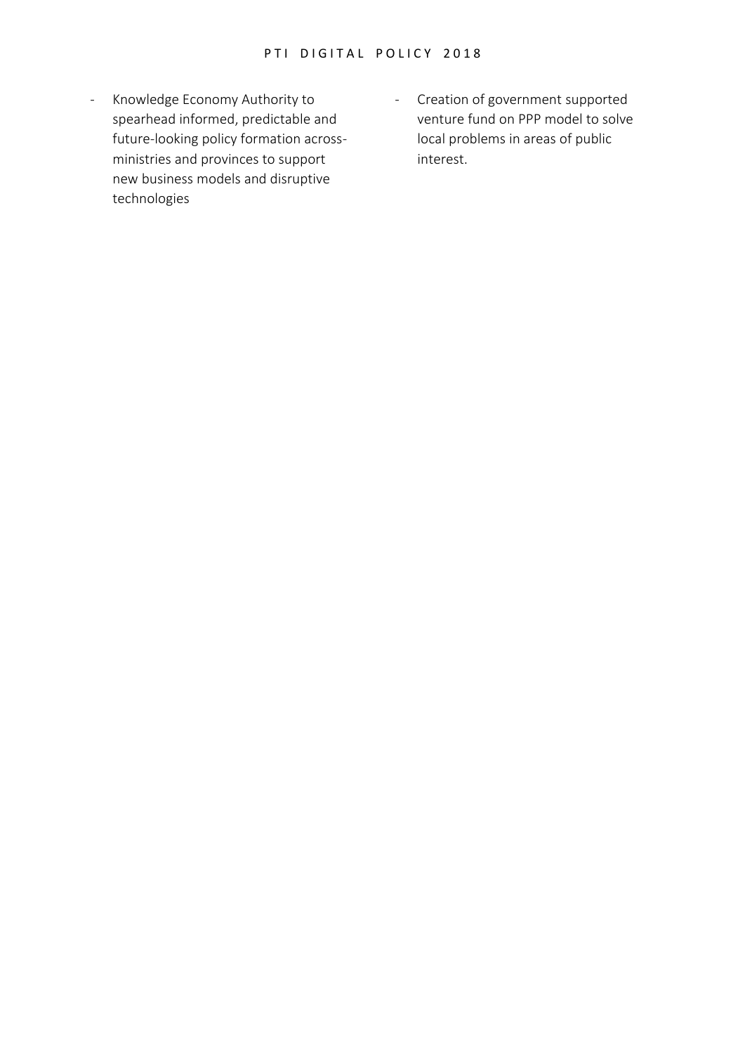- Knowledge Economy Authority to spearhead informed, predictable and future-looking policy formation across-ministries and provinces to support new business models and disruptive technologies
- Creation of government supported venture fund on PPP model to solve local problems in areas of public interest.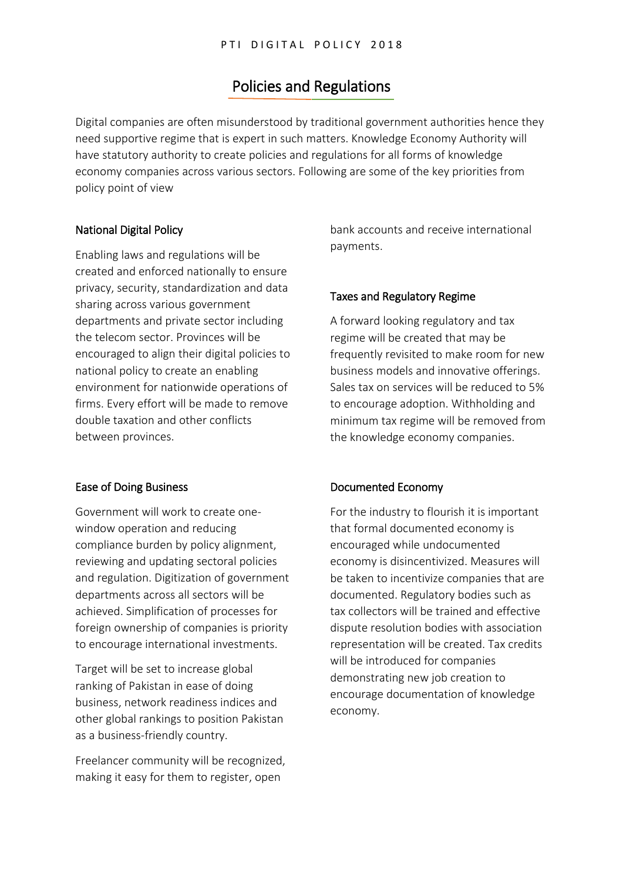# Policies and Regulations

Digital companies are often misunderstood by traditional government authorities hence they need supportive regime that is expert in such matters. Knowledge Economy Authority will have statutory authority to create policies and regulations for all forms of knowledge economy companies across various sectors. Following are some of the key priorities from policy point of view

## National Digital Policy

Enabling laws and regulations will be created and enforced nationally to ensure privacy, security, standardization and data sharing across various government departments and private sector including the telecom sector. Provinces will be encouraged to align their digital policies to national policy to create an enabling environment for nationwide operations of firms. Every effort will be made to remove double taxation and other conflicts between provinces.

## Ease of Doing Business

Government will work to create one-window operation and reducing compliance burden by policy alignment, reviewing and updating sectoral policies and regulation. Digitization of government departments across all sectors will be achieved. Simplification of processes for foreign ownership of companies is priority to encourage international investments.

Target will be set to increase global ranking of Pakistan in ease of doing business, network readiness indices and other global rankings to position Pakistan as a business-friendly country.

Freelancer community will be recognized, making it easy for them to register, open bank accounts and receive international payments.

## Taxes and Regulatory Regime

A forward looking regulatory and tax regime will be created that may be frequently revisited to make room for new business models and innovative offerings. Sales tax on services will be reduced to 5% to encourage adoption. Withholding and minimum tax regime will be removed from the knowledge economy companies.

## Documented Economy

For the industry to flourish it is important that formal documented economy is encouraged while undocumented economy is disincentivized. Measures will be taken to incentivize companies that are documented. Regulatory bodies such as tax collectors will be trained and effective dispute resolution bodies with association representation will be created. Tax credits will be introduced for companies demonstrating new job creation to encourage documentation of knowledge economy.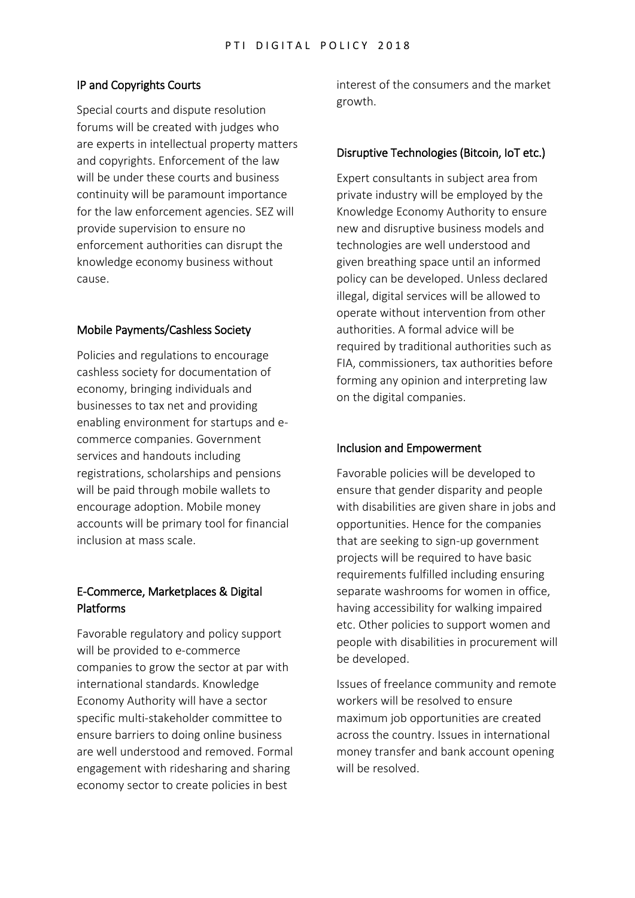## IP and Copyrights Courts

Special courts and dispute resolution forums will be created with judges who are experts in intellectual property matters and copyrights. Enforcement of the law will be under these courts and business continuity will be paramount importance for the law enforcement agencies. SEZ will provide supervision to ensure no enforcement authorities can disrupt the knowledge economy business without cause.

## Mobile Payments/Cashless Society

Policies and regulations to encourage cashless society for documentation of economy, bringing individuals and businesses to tax net and providing enabling environment for startups and e-commerce companies. Government services and handouts including registrations, scholarships and pensions will be paid through mobile wallets to encourage adoption. Mobile money accounts will be primary tool for financial inclusion at mass scale.

## E-Commerce, Marketplaces & Digital Platforms

Favorable regulatory and policy support will be provided to e-commerce companies to grow the sector at par with international standards. Knowledge Economy Authority will have a sector specific multi-stakeholder committee to ensure barriers to doing online business are well understood and removed. Formal engagement with ridesharing and sharing economy sector to create policies in best interest of the consumers and the market growth.

## Disruptive Technologies (Bitcoin, IoT etc.)

Expert consultants in subject area from private industry will be employed by the Knowledge Economy Authority to ensure new and disruptive business models and technologies are well understood and given breathing space until an informed policy can be developed. Unless declared illegal, digital services will be allowed to operate without intervention from other authorities. A formal advice will be required by traditional authorities such as FIA, commissioners, tax authorities before forming any opinion and interpreting law on the digital companies.

## Inclusion and Empowerment

Favorable policies will be developed to ensure that gender disparity and people with disabilities are given share in jobs and opportunities. Hence for the companies that are seeking to sign-up government projects will be required to have basic requirements fulfilled including ensuring separate washrooms for women in office, having accessibility for walking impaired etc. Other policies to support women and people with disabilities in procurement will be developed.

Issues of freelance community and remote workers will be resolved to ensure maximum job opportunities are created across the country. Issues in international money transfer and bank account opening will be resolved.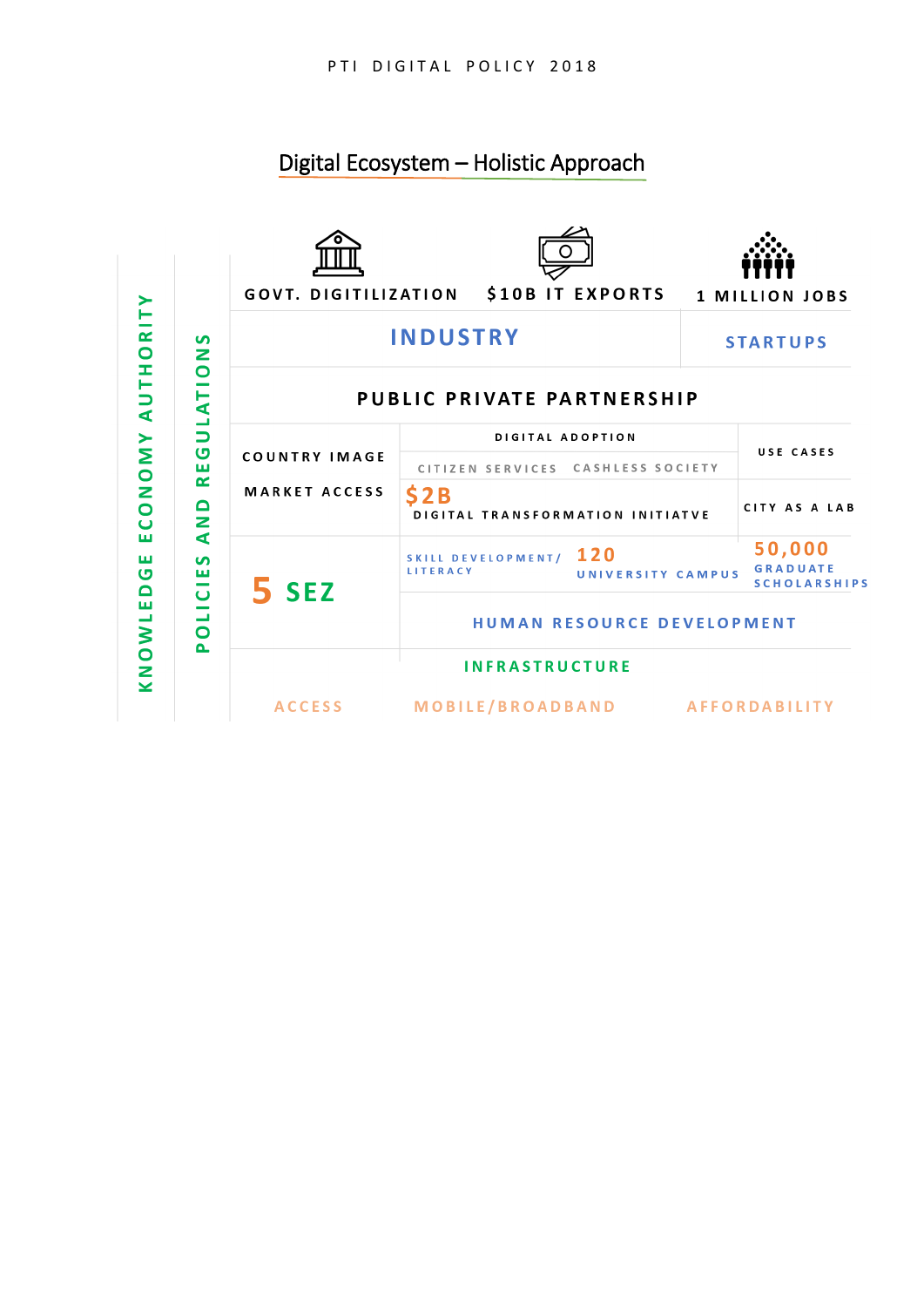## Digital Ecosystem – Holistic Approach

KNOWLEDGE ECONOMY AUTHORITY

POLICIES AND REGULATIONS

GOVT. DIGITILIZATION

$10B IT EXPORTS

1 MILLION JOBS

INDUSTRY

STARTUPS

PUBLIC PRIVATE PARTNERSHIP

COUNTRY IMAGE

MARKET ACCESS

DIGITAL ADOPTION

CITIZEN SERVICES

CASHLESS SOCIETY

USE CASES

$2B

DIGITAL TRANSFORMATION INITIATVE

CITY AS A LAB

5 SEZ

SKILL DEVELOPMENT/ LITERACY

120

UNIVERSITY CAMPUS

50,000

GRADUATE SCHOLARSHIPS

HUMAN RESOURCE DEVELOPMENT

INFRASTRUCTURE

ACCESS

MOBILE/BROADBAND

AFFORDABILITY